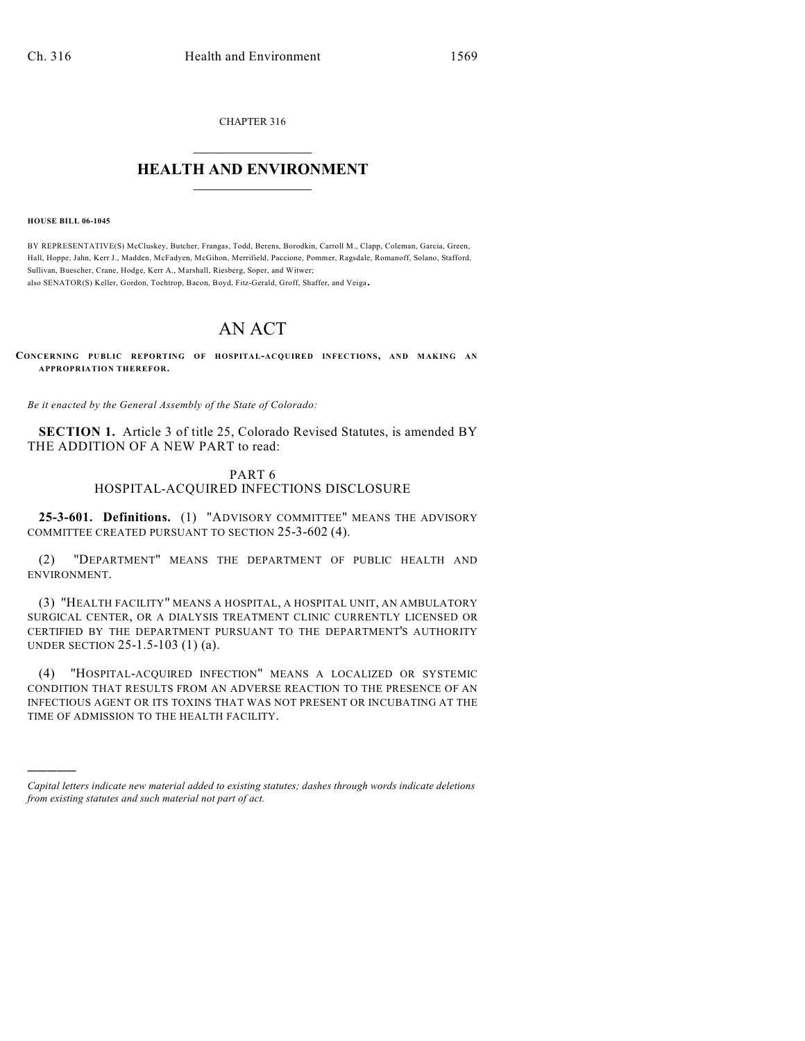CHAPTER 316

# HEALTH AND ENVIRONMENT

**HOUSE BILL 06-1045**

BY REPRESENTATIVE(S) McCluskey, Butcher, Frangas, Todd, Berens, Borodkin, Carroll M., Clapp, Coleman, Garcia, Green, Hall, Hoppe, Jahn, Kerr J., Madden, McFadyen, McGihon, Merrifield, Paccione, Pommer, Ragsdale, Romanoff, Solano, Stafford, Sullivan, Buescher, Crane, Hodge, Kerr A., Marshall, Riesberg, Soper, and Witwer;
also SENATOR(S) Keller, Gordon, Tochtrop, Bacon, Boyd, Fitz-Gerald, Groff, Shaffer, and Veiga.

# AN ACT

**CONCERNING PUBLIC REPORTING OF HOSPITAL-ACQUIRED INFECTIONS, AND MAKING AN APPROPRIATION THEREFOR.**

*Be it enacted by the General Assembly of the State of Colorado:*

**SECTION 1.** Article 3 of title 25, Colorado Revised Statutes, is amended BY THE ADDITION OF A NEW PART to read:

PART 6
HOSPITAL-ACQUIRED INFECTIONS DISCLOSURE

**25-3-601. Definitions.** (1) "ADVISORY COMMITTEE" MEANS THE ADVISORY COMMITTEE CREATED PURSUANT TO SECTION 25-3-602 (4).

(2) "DEPARTMENT" MEANS THE DEPARTMENT OF PUBLIC HEALTH AND ENVIRONMENT.

(3) "HEALTH FACILITY" MEANS A HOSPITAL, A HOSPITAL UNIT, AN AMBULATORY SURGICAL CENTER, OR A DIALYSIS TREATMENT CLINIC CURRENTLY LICENSED OR CERTIFIED BY THE DEPARTMENT PURSUANT TO THE DEPARTMENT'S AUTHORITY UNDER SECTION 25-1.5-103 (1) (a).

(4) "HOSPITAL-ACQUIRED INFECTION" MEANS A LOCALIZED OR SYSTEMIC CONDITION THAT RESULTS FROM AN ADVERSE REACTION TO THE PRESENCE OF AN INFECTIOUS AGENT OR ITS TOXINS THAT WAS NOT PRESENT OR INCUBATING AT THE TIME OF ADMISSION TO THE HEALTH FACILITY.

---

*Capital letters indicate new material added to existing statutes; dashes through words indicate deletions from existing statutes and such material not part of act.*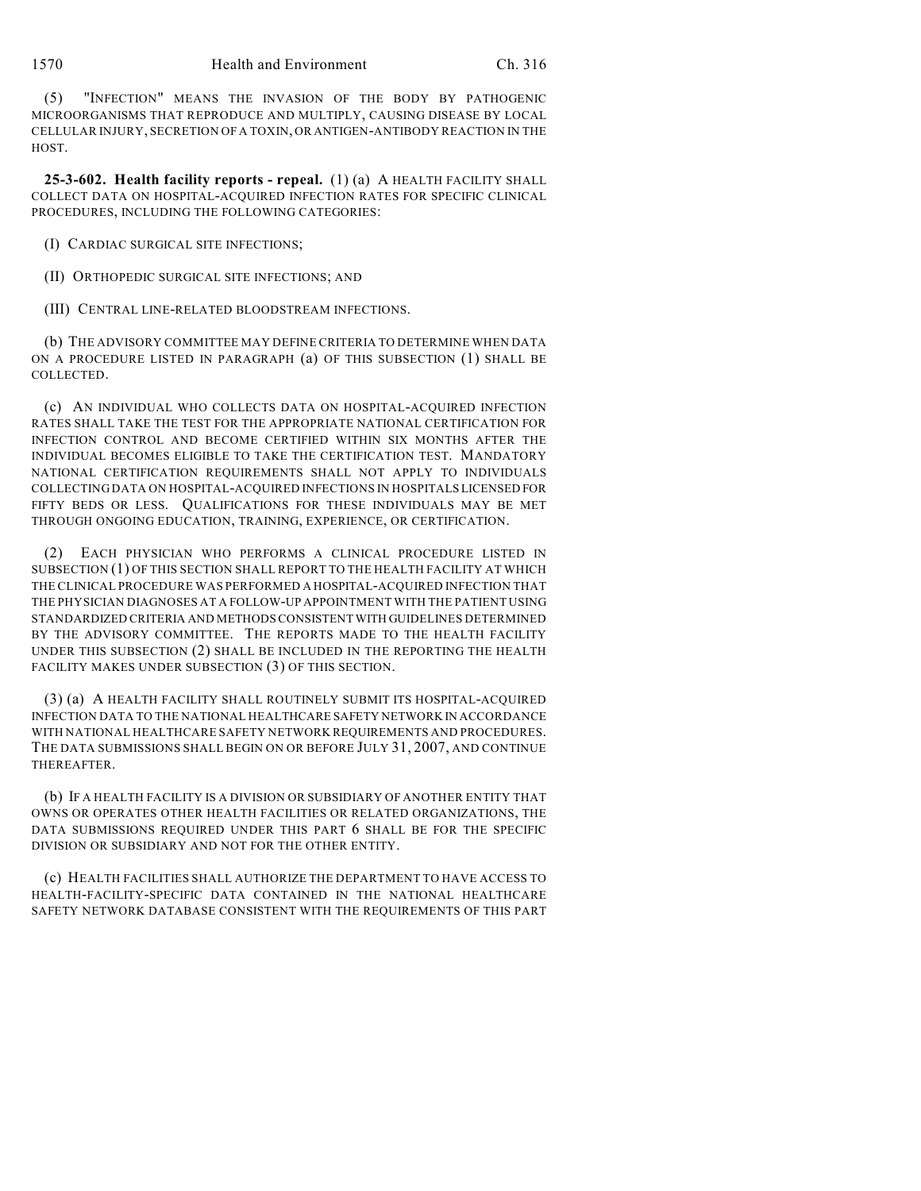(5) "INFECTION" MEANS THE INVASION OF THE BODY BY PATHOGENIC MICROORGANISMS THAT REPRODUCE AND MULTIPLY, CAUSING DISEASE BY LOCAL CELLULAR INJURY, SECRETION OF A TOXIN, OR ANTIGEN-ANTIBODY REACTION IN THE HOST.

**25-3-602. Health facility reports - repeal.** (1) (a) A HEALTH FACILITY SHALL COLLECT DATA ON HOSPITAL-ACQUIRED INFECTION RATES FOR SPECIFIC CLINICAL PROCEDURES, INCLUDING THE FOLLOWING CATEGORIES:

(I) CARDIAC SURGICAL SITE INFECTIONS;

(II) ORTHOPEDIC SURGICAL SITE INFECTIONS; AND

(III) CENTRAL LINE-RELATED BLOODSTREAM INFECTIONS.

(b) THE ADVISORY COMMITTEE MAY DEFINE CRITERIA TO DETERMINE WHEN DATA ON A PROCEDURE LISTED IN PARAGRAPH (a) OF THIS SUBSECTION (1) SHALL BE COLLECTED.

(c) AN INDIVIDUAL WHO COLLECTS DATA ON HOSPITAL-ACQUIRED INFECTION RATES SHALL TAKE THE TEST FOR THE APPROPRIATE NATIONAL CERTIFICATION FOR INFECTION CONTROL AND BECOME CERTIFIED WITHIN SIX MONTHS AFTER THE INDIVIDUAL BECOMES ELIGIBLE TO TAKE THE CERTIFICATION TEST. MANDATORY NATIONAL CERTIFICATION REQUIREMENTS SHALL NOT APPLY TO INDIVIDUALS COLLECTING DATA ON HOSPITAL-ACQUIRED INFECTIONS IN HOSPITALS LICENSED FOR FIFTY BEDS OR LESS. QUALIFICATIONS FOR THESE INDIVIDUALS MAY BE MET THROUGH ONGOING EDUCATION, TRAINING, EXPERIENCE, OR CERTIFICATION.

(2) EACH PHYSICIAN WHO PERFORMS A CLINICAL PROCEDURE LISTED IN SUBSECTION (1) OF THIS SECTION SHALL REPORT TO THE HEALTH FACILITY AT WHICH THE CLINICAL PROCEDURE WAS PERFORMED A HOSPITAL-ACQUIRED INFECTION THAT THE PHYSICIAN DIAGNOSES AT A FOLLOW-UP APPOINTMENT WITH THE PATIENT USING STANDARDIZED CRITERIA AND METHODS CONSISTENT WITH GUIDELINES DETERMINED BY THE ADVISORY COMMITTEE. THE REPORTS MADE TO THE HEALTH FACILITY UNDER THIS SUBSECTION (2) SHALL BE INCLUDED IN THE REPORTING THE HEALTH FACILITY MAKES UNDER SUBSECTION (3) OF THIS SECTION.

(3) (a) A HEALTH FACILITY SHALL ROUTINELY SUBMIT ITS HOSPITAL-ACQUIRED INFECTION DATA TO THE NATIONAL HEALTHCARE SAFETY NETWORK IN ACCORDANCE WITH NATIONAL HEALTHCARE SAFETY NETWORK REQUIREMENTS AND PROCEDURES. THE DATA SUBMISSIONS SHALL BEGIN ON OR BEFORE JULY 31, 2007, AND CONTINUE THEREAFTER.

(b) IF A HEALTH FACILITY IS A DIVISION OR SUBSIDIARY OF ANOTHER ENTITY THAT OWNS OR OPERATES OTHER HEALTH FACILITIES OR RELATED ORGANIZATIONS, THE DATA SUBMISSIONS REQUIRED UNDER THIS PART 6 SHALL BE FOR THE SPECIFIC DIVISION OR SUBSIDIARY AND NOT FOR THE OTHER ENTITY.

(c) HEALTH FACILITIES SHALL AUTHORIZE THE DEPARTMENT TO HAVE ACCESS TO HEALTH-FACILITY-SPECIFIC DATA CONTAINED IN THE NATIONAL HEALTHCARE SAFETY NETWORK DATABASE CONSISTENT WITH THE REQUIREMENTS OF THIS PART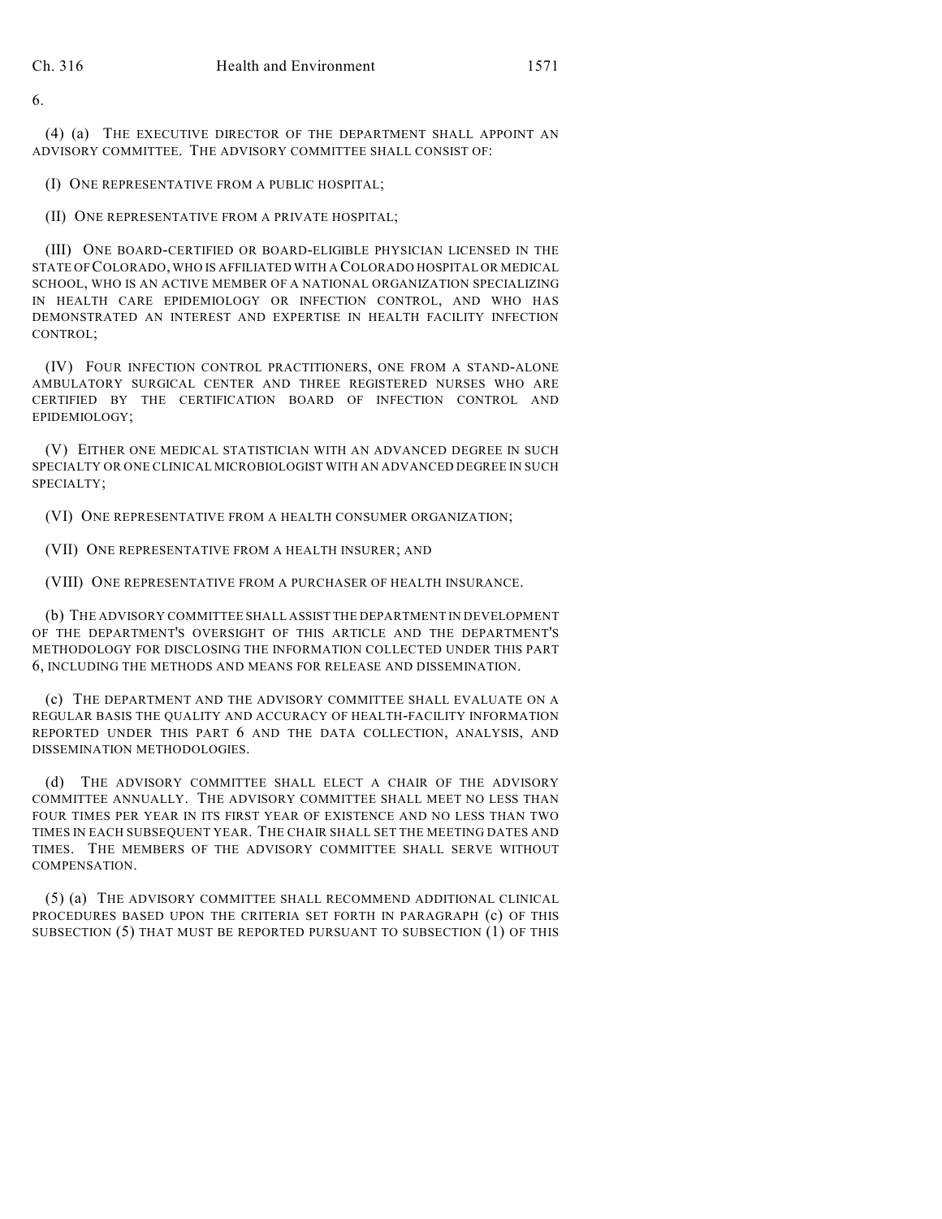6.

(4) (a) THE EXECUTIVE DIRECTOR OF THE DEPARTMENT SHALL APPOINT AN ADVISORY COMMITTEE. THE ADVISORY COMMITTEE SHALL CONSIST OF:

(I) ONE REPRESENTATIVE FROM A PUBLIC HOSPITAL;

(II) ONE REPRESENTATIVE FROM A PRIVATE HOSPITAL;

(III) ONE BOARD-CERTIFIED OR BOARD-ELIGIBLE PHYSICIAN LICENSED IN THE STATE OF COLORADO, WHO IS AFFILIATED WITH A COLORADO HOSPITAL OR MEDICAL SCHOOL, WHO IS AN ACTIVE MEMBER OF A NATIONAL ORGANIZATION SPECIALIZING IN HEALTH CARE EPIDEMIOLOGY OR INFECTION CONTROL, AND WHO HAS DEMONSTRATED AN INTEREST AND EXPERTISE IN HEALTH FACILITY INFECTION CONTROL;

(IV) FOUR INFECTION CONTROL PRACTITIONERS, ONE FROM A STAND-ALONE AMBULATORY SURGICAL CENTER AND THREE REGISTERED NURSES WHO ARE CERTIFIED BY THE CERTIFICATION BOARD OF INFECTION CONTROL AND EPIDEMIOLOGY;

(V) EITHER ONE MEDICAL STATISTICIAN WITH AN ADVANCED DEGREE IN SUCH SPECIALTY OR ONE CLINICAL MICROBIOLOGIST WITH AN ADVANCED DEGREE IN SUCH SPECIALTY;

(VI) ONE REPRESENTATIVE FROM A HEALTH CONSUMER ORGANIZATION;

(VII) ONE REPRESENTATIVE FROM A HEALTH INSURER; AND

(VIII) ONE REPRESENTATIVE FROM A PURCHASER OF HEALTH INSURANCE.

(b) THE ADVISORY COMMITTEE SHALL ASSIST THE DEPARTMENT IN DEVELOPMENT OF THE DEPARTMENT'S OVERSIGHT OF THIS ARTICLE AND THE DEPARTMENT'S METHODOLOGY FOR DISCLOSING THE INFORMATION COLLECTED UNDER THIS PART 6, INCLUDING THE METHODS AND MEANS FOR RELEASE AND DISSEMINATION.

(c) THE DEPARTMENT AND THE ADVISORY COMMITTEE SHALL EVALUATE ON A REGULAR BASIS THE QUALITY AND ACCURACY OF HEALTH-FACILITY INFORMATION REPORTED UNDER THIS PART 6 AND THE DATA COLLECTION, ANALYSIS, AND DISSEMINATION METHODOLOGIES.

(d) THE ADVISORY COMMITTEE SHALL ELECT A CHAIR OF THE ADVISORY COMMITTEE ANNUALLY. THE ADVISORY COMMITTEE SHALL MEET NO LESS THAN FOUR TIMES PER YEAR IN ITS FIRST YEAR OF EXISTENCE AND NO LESS THAN TWO TIMES IN EACH SUBSEQUENT YEAR. THE CHAIR SHALL SET THE MEETING DATES AND TIMES. THE MEMBERS OF THE ADVISORY COMMITTEE SHALL SERVE WITHOUT COMPENSATION.

(5) (a) THE ADVISORY COMMITTEE SHALL RECOMMEND ADDITIONAL CLINICAL PROCEDURES BASED UPON THE CRITERIA SET FORTH IN PARAGRAPH (c) OF THIS SUBSECTION (5) THAT MUST BE REPORTED PURSUANT TO SUBSECTION (1) OF THIS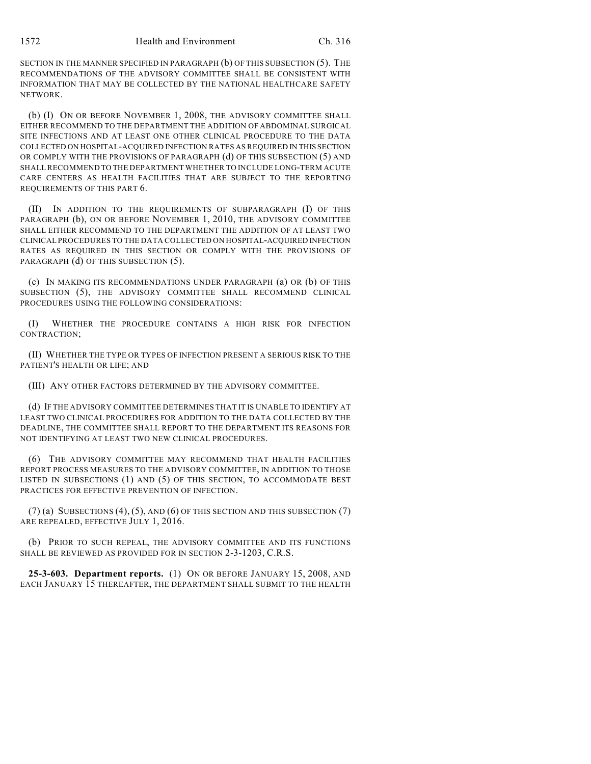SECTION IN THE MANNER SPECIFIED IN PARAGRAPH (b) OF THIS SUBSECTION (5). THE RECOMMENDATIONS OF THE ADVISORY COMMITTEE SHALL BE CONSISTENT WITH INFORMATION THAT MAY BE COLLECTED BY THE NATIONAL HEALTHCARE SAFETY NETWORK.

(b) (I) ON OR BEFORE NOVEMBER 1, 2008, THE ADVISORY COMMITTEE SHALL EITHER RECOMMEND TO THE DEPARTMENT THE ADDITION OF ABDOMINAL SURGICAL SITE INFECTIONS AND AT LEAST ONE OTHER CLINICAL PROCEDURE TO THE DATA COLLECTED ON HOSPITAL-ACQUIRED INFECTION RATES AS REQUIRED IN THIS SECTION OR COMPLY WITH THE PROVISIONS OF PARAGRAPH (d) OF THIS SUBSECTION (5) AND SHALL RECOMMEND TO THE DEPARTMENT WHETHER TO INCLUDE LONG-TERM ACUTE CARE CENTERS AS HEALTH FACILITIES THAT ARE SUBJECT TO THE REPORTING REQUIREMENTS OF THIS PART 6.

(II) IN ADDITION TO THE REQUIREMENTS OF SUBPARAGRAPH (I) OF THIS PARAGRAPH (b), ON OR BEFORE NOVEMBER 1, 2010, THE ADVISORY COMMITTEE SHALL EITHER RECOMMEND TO THE DEPARTMENT THE ADDITION OF AT LEAST TWO CLINICAL PROCEDURES TO THE DATA COLLECTED ON HOSPITAL-ACQUIRED INFECTION RATES AS REQUIRED IN THIS SECTION OR COMPLY WITH THE PROVISIONS OF PARAGRAPH (d) OF THIS SUBSECTION (5).

(c) IN MAKING ITS RECOMMENDATIONS UNDER PARAGRAPH (a) OR (b) OF THIS SUBSECTION (5), THE ADVISORY COMMITTEE SHALL RECOMMEND CLINICAL PROCEDURES USING THE FOLLOWING CONSIDERATIONS:

(I) WHETHER THE PROCEDURE CONTAINS A HIGH RISK FOR INFECTION CONTRACTION;

(II) WHETHER THE TYPE OR TYPES OF INFECTION PRESENT A SERIOUS RISK TO THE PATIENT'S HEALTH OR LIFE; AND

(III) ANY OTHER FACTORS DETERMINED BY THE ADVISORY COMMITTEE.

(d) IF THE ADVISORY COMMITTEE DETERMINES THAT IT IS UNABLE TO IDENTIFY AT LEAST TWO CLINICAL PROCEDURES FOR ADDITION TO THE DATA COLLECTED BY THE DEADLINE, THE COMMITTEE SHALL REPORT TO THE DEPARTMENT ITS REASONS FOR NOT IDENTIFYING AT LEAST TWO NEW CLINICAL PROCEDURES.

(6) THE ADVISORY COMMITTEE MAY RECOMMEND THAT HEALTH FACILITIES REPORT PROCESS MEASURES TO THE ADVISORY COMMITTEE, IN ADDITION TO THOSE LISTED IN SUBSECTIONS (1) AND (5) OF THIS SECTION, TO ACCOMMODATE BEST PRACTICES FOR EFFECTIVE PREVENTION OF INFECTION.

(7) (a) SUBSECTIONS (4), (5), AND (6) OF THIS SECTION AND THIS SUBSECTION (7) ARE REPEALED, EFFECTIVE JULY 1, 2016.

(b) PRIOR TO SUCH REPEAL, THE ADVISORY COMMITTEE AND ITS FUNCTIONS SHALL BE REVIEWED AS PROVIDED FOR IN SECTION 2-3-1203, C.R.S.

**25-3-603. Department reports.** (1) ON OR BEFORE JANUARY 15, 2008, AND EACH JANUARY 15 THEREAFTER, THE DEPARTMENT SHALL SUBMIT TO THE HEALTH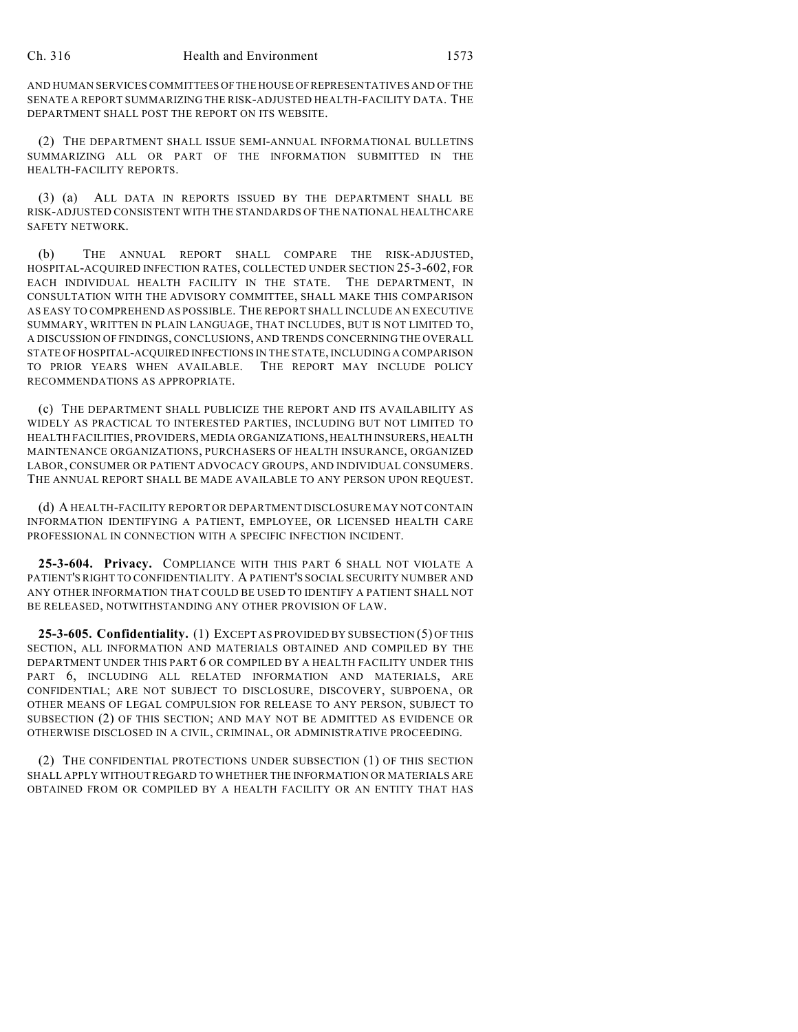AND HUMAN SERVICES COMMITTEES OF THE HOUSE OF REPRESENTATIVES AND OF THE SENATE A REPORT SUMMARIZING THE RISK-ADJUSTED HEALTH-FACILITY DATA. THE DEPARTMENT SHALL POST THE REPORT ON ITS WEBSITE.

(2) THE DEPARTMENT SHALL ISSUE SEMI-ANNUAL INFORMATIONAL BULLETINS SUMMARIZING ALL OR PART OF THE INFORMATION SUBMITTED IN THE HEALTH-FACILITY REPORTS.

(3) (a) ALL DATA IN REPORTS ISSUED BY THE DEPARTMENT SHALL BE RISK-ADJUSTED CONSISTENT WITH THE STANDARDS OF THE NATIONAL HEALTHCARE SAFETY NETWORK.

(b) THE ANNUAL REPORT SHALL COMPARE THE RISK-ADJUSTED, HOSPITAL-ACQUIRED INFECTION RATES, COLLECTED UNDER SECTION 25-3-602, FOR EACH INDIVIDUAL HEALTH FACILITY IN THE STATE. THE DEPARTMENT, IN CONSULTATION WITH THE ADVISORY COMMITTEE, SHALL MAKE THIS COMPARISON AS EASY TO COMPREHEND AS POSSIBLE. THE REPORT SHALL INCLUDE AN EXECUTIVE SUMMARY, WRITTEN IN PLAIN LANGUAGE, THAT INCLUDES, BUT IS NOT LIMITED TO, A DISCUSSION OF FINDINGS, CONCLUSIONS, AND TRENDS CONCERNING THE OVERALL STATE OF HOSPITAL-ACQUIRED INFECTIONS IN THE STATE, INCLUDING A COMPARISON TO PRIOR YEARS WHEN AVAILABLE. THE REPORT MAY INCLUDE POLICY RECOMMENDATIONS AS APPROPRIATE.

(c) THE DEPARTMENT SHALL PUBLICIZE THE REPORT AND ITS AVAILABILITY AS WIDELY AS PRACTICAL TO INTERESTED PARTIES, INCLUDING BUT NOT LIMITED TO HEALTH FACILITIES, PROVIDERS, MEDIA ORGANIZATIONS, HEALTH INSURERS, HEALTH MAINTENANCE ORGANIZATIONS, PURCHASERS OF HEALTH INSURANCE, ORGANIZED LABOR, CONSUMER OR PATIENT ADVOCACY GROUPS, AND INDIVIDUAL CONSUMERS. THE ANNUAL REPORT SHALL BE MADE AVAILABLE TO ANY PERSON UPON REQUEST.

(d) A HEALTH-FACILITY REPORT OR DEPARTMENT DISCLOSURE MAY NOT CONTAIN INFORMATION IDENTIFYING A PATIENT, EMPLOYEE, OR LICENSED HEALTH CARE PROFESSIONAL IN CONNECTION WITH A SPECIFIC INFECTION INCIDENT.

**25-3-604. Privacy.** COMPLIANCE WITH THIS PART 6 SHALL NOT VIOLATE A PATIENT'S RIGHT TO CONFIDENTIALITY. A PATIENT'S SOCIAL SECURITY NUMBER AND ANY OTHER INFORMATION THAT COULD BE USED TO IDENTIFY A PATIENT SHALL NOT BE RELEASED, NOTWITHSTANDING ANY OTHER PROVISION OF LAW.

**25-3-605. Confidentiality.** (1) EXCEPT AS PROVIDED BY SUBSECTION (5) OF THIS SECTION, ALL INFORMATION AND MATERIALS OBTAINED AND COMPILED BY THE DEPARTMENT UNDER THIS PART 6 OR COMPILED BY A HEALTH FACILITY UNDER THIS PART 6, INCLUDING ALL RELATED INFORMATION AND MATERIALS, ARE CONFIDENTIAL; ARE NOT SUBJECT TO DISCLOSURE, DISCOVERY, SUBPOENA, OR OTHER MEANS OF LEGAL COMPULSION FOR RELEASE TO ANY PERSON, SUBJECT TO SUBSECTION (2) OF THIS SECTION; AND MAY NOT BE ADMITTED AS EVIDENCE OR OTHERWISE DISCLOSED IN A CIVIL, CRIMINAL, OR ADMINISTRATIVE PROCEEDING.

(2) THE CONFIDENTIAL PROTECTIONS UNDER SUBSECTION (1) OF THIS SECTION SHALL APPLY WITHOUT REGARD TO WHETHER THE INFORMATION OR MATERIALS ARE OBTAINED FROM OR COMPILED BY A HEALTH FACILITY OR AN ENTITY THAT HAS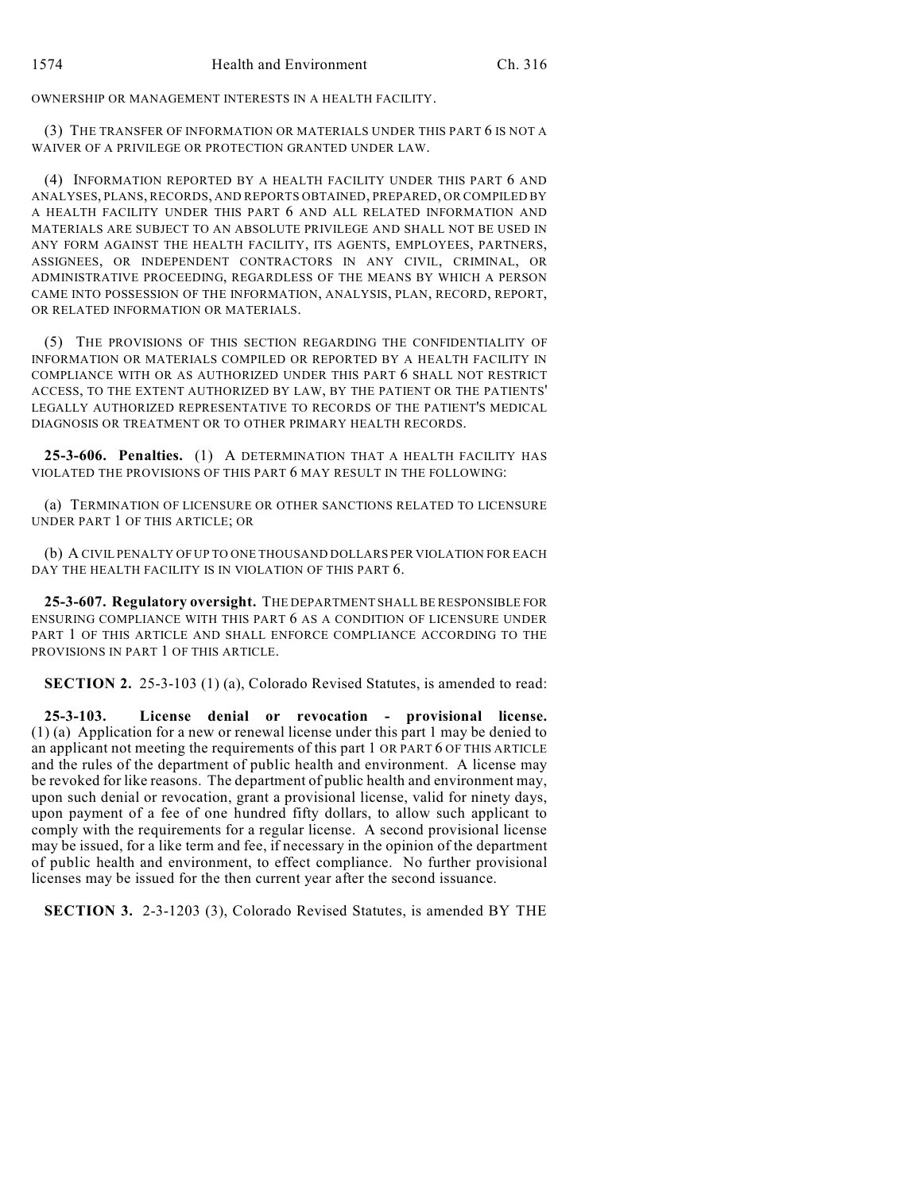OWNERSHIP OR MANAGEMENT INTERESTS IN A HEALTH FACILITY.

(3) THE TRANSFER OF INFORMATION OR MATERIALS UNDER THIS PART 6 IS NOT A WAIVER OF A PRIVILEGE OR PROTECTION GRANTED UNDER LAW.

(4) INFORMATION REPORTED BY A HEALTH FACILITY UNDER THIS PART 6 AND ANALYSES, PLANS, RECORDS, AND REPORTS OBTAINED, PREPARED, OR COMPILED BY A HEALTH FACILITY UNDER THIS PART 6 AND ALL RELATED INFORMATION AND MATERIALS ARE SUBJECT TO AN ABSOLUTE PRIVILEGE AND SHALL NOT BE USED IN ANY FORM AGAINST THE HEALTH FACILITY, ITS AGENTS, EMPLOYEES, PARTNERS, ASSIGNEES, OR INDEPENDENT CONTRACTORS IN ANY CIVIL, CRIMINAL, OR ADMINISTRATIVE PROCEEDING, REGARDLESS OF THE MEANS BY WHICH A PERSON CAME INTO POSSESSION OF THE INFORMATION, ANALYSIS, PLAN, RECORD, REPORT, OR RELATED INFORMATION OR MATERIALS.

(5) THE PROVISIONS OF THIS SECTION REGARDING THE CONFIDENTIALITY OF INFORMATION OR MATERIALS COMPILED OR REPORTED BY A HEALTH FACILITY IN COMPLIANCE WITH OR AS AUTHORIZED UNDER THIS PART 6 SHALL NOT RESTRICT ACCESS, TO THE EXTENT AUTHORIZED BY LAW, BY THE PATIENT OR THE PATIENTS' LEGALLY AUTHORIZED REPRESENTATIVE TO RECORDS OF THE PATIENT'S MEDICAL DIAGNOSIS OR TREATMENT OR TO OTHER PRIMARY HEALTH RECORDS.

**25-3-606. Penalties.** (1) A DETERMINATION THAT A HEALTH FACILITY HAS VIOLATED THE PROVISIONS OF THIS PART 6 MAY RESULT IN THE FOLLOWING:

(a) TERMINATION OF LICENSURE OR OTHER SANCTIONS RELATED TO LICENSURE UNDER PART 1 OF THIS ARTICLE; OR

(b) A CIVIL PENALTY OF UP TO ONE THOUSAND DOLLARS PER VIOLATION FOR EACH DAY THE HEALTH FACILITY IS IN VIOLATION OF THIS PART 6.

**25-3-607. Regulatory oversight.** THE DEPARTMENT SHALL BE RESPONSIBLE FOR ENSURING COMPLIANCE WITH THIS PART 6 AS A CONDITION OF LICENSURE UNDER PART 1 OF THIS ARTICLE AND SHALL ENFORCE COMPLIANCE ACCORDING TO THE PROVISIONS IN PART 1 OF THIS ARTICLE.

**SECTION 2.** 25-3-103 (1) (a), Colorado Revised Statutes, is amended to read:

**25-3-103. License denial or revocation - provisional license.** (1) (a) Application for a new or renewal license under this part 1 may be denied to an applicant not meeting the requirements of this part 1 OR PART 6 OF THIS ARTICLE and the rules of the department of public health and environment. A license may be revoked for like reasons. The department of public health and environment may, upon such denial or revocation, grant a provisional license, valid for ninety days, upon payment of a fee of one hundred fifty dollars, to allow such applicant to comply with the requirements for a regular license. A second provisional license may be issued, for a like term and fee, if necessary in the opinion of the department of public health and environment, to effect compliance. No further provisional licenses may be issued for the then current year after the second issuance.

**SECTION 3.** 2-3-1203 (3), Colorado Revised Statutes, is amended BY THE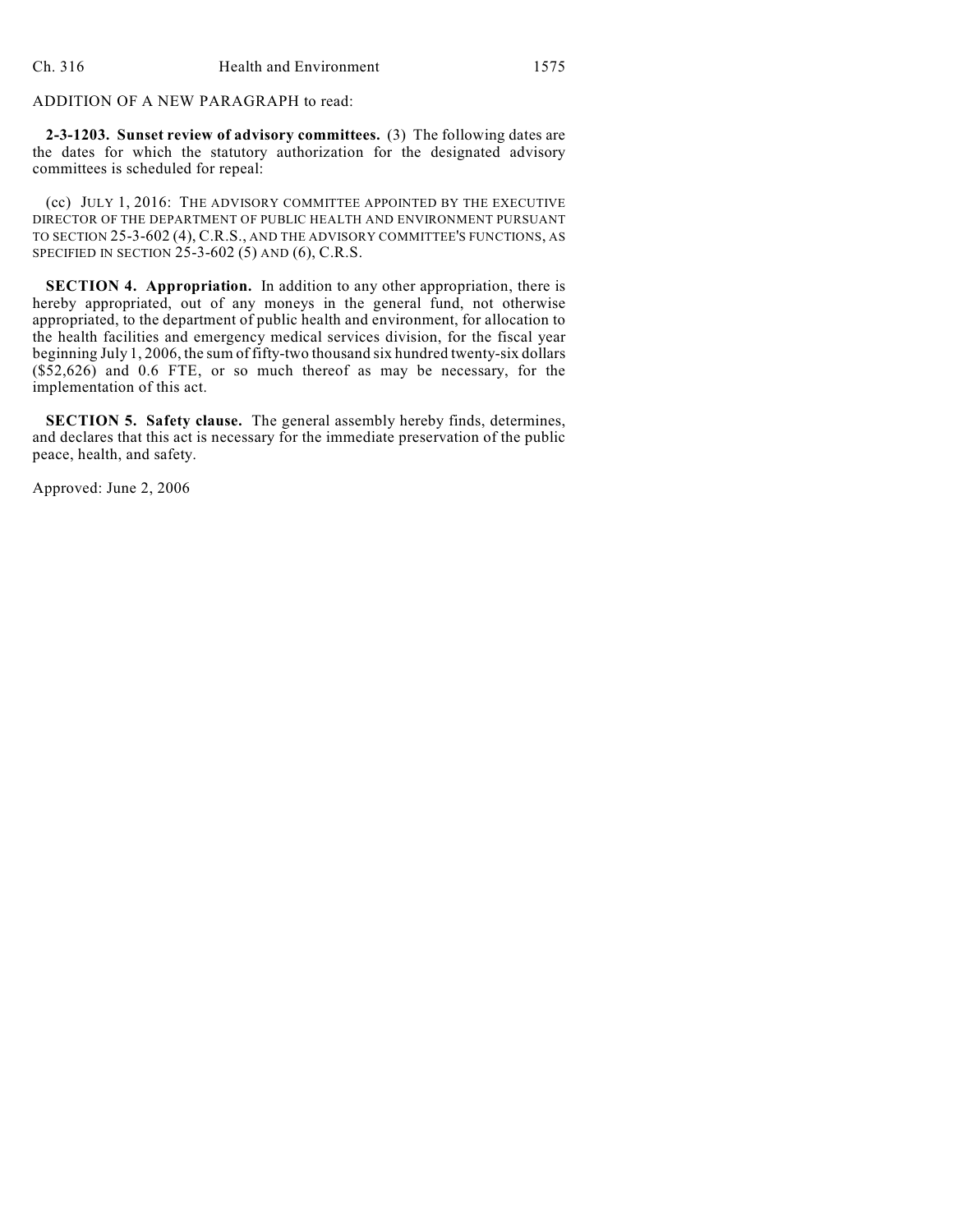ADDITION OF A NEW PARAGRAPH to read:

**2-3-1203. Sunset review of advisory committees.** (3) The following dates are the dates for which the statutory authorization for the designated advisory committees is scheduled for repeal:

(cc) JULY 1, 2016: THE ADVISORY COMMITTEE APPOINTED BY THE EXECUTIVE DIRECTOR OF THE DEPARTMENT OF PUBLIC HEALTH AND ENVIRONMENT PURSUANT TO SECTION 25-3-602 (4), C.R.S., AND THE ADVISORY COMMITTEE'S FUNCTIONS, AS SPECIFIED IN SECTION 25-3-602 (5) AND (6), C.R.S.

**SECTION 4. Appropriation.** In addition to any other appropriation, there is hereby appropriated, out of any moneys in the general fund, not otherwise appropriated, to the department of public health and environment, for allocation to the health facilities and emergency medical services division, for the fiscal year beginning July 1, 2006, the sum of fifty-two thousand six hundred twenty-six dollars ($52,626) and 0.6 FTE, or so much thereof as may be necessary, for the implementation of this act.

**SECTION 5. Safety clause.** The general assembly hereby finds, determines, and declares that this act is necessary for the immediate preservation of the public peace, health, and safety.

Approved: June 2, 2006